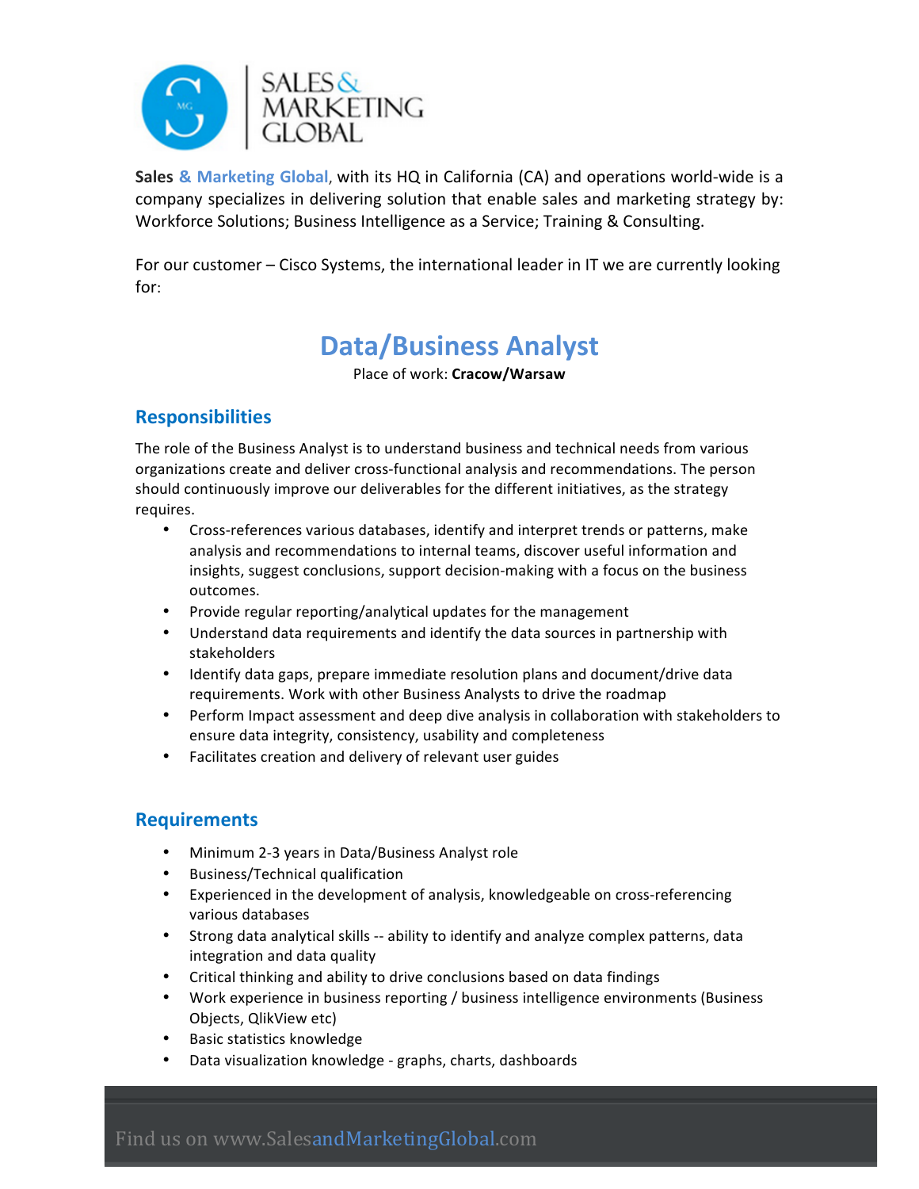**Sales & Marketing Global**, with its HQ in California (CA) and operations world-wide is a company specializes in delivering solution that enable sales and marketing strategy by: Workforce Solutions; Business Intelligence as a Service; Training & Consulting.

For our customer – Cisco Systems, the international leader in IT we are currently looking for:

# Data/Business Analyst

Place of work: **Cracow/Warsaw**

## Responsibilities

The role of the Business Analyst is to understand business and technical needs from various organizations create and deliver cross-functional analysis and recommendations. The person should continuously improve our deliverables for the different initiatives, as the strategy requires.

- Cross-references various databases, identify and interpret trends or patterns, make analysis and recommendations to internal teams, discover useful information and insights, suggest conclusions, support decision-making with a focus on the business outcomes.
- Provide regular reporting/analytical updates for the management
- Understand data requirements and identify the data sources in partnership with stakeholders
- Identify data gaps, prepare immediate resolution plans and document/drive data requirements. Work with other Business Analysts to drive the roadmap
- Perform Impact assessment and deep dive analysis in collaboration with stakeholders to ensure data integrity, consistency, usability and completeness
- Facilitates creation and delivery of relevant user guides

## Requirements

- Minimum 2-3 years in Data/Business Analyst role
- Business/Technical qualification
- Experienced in the development of analysis, knowledgeable on cross-referencing various databases
- Strong data analytical skills -- ability to identify and analyze complex patterns, data integration and data quality
- Critical thinking and ability to drive conclusions based on data findings
- Work experience in business reporting / business intelligence environments (Business Objects, QlikView etc)
- Basic statistics knowledge
- Data visualization knowledge - graphs, charts, dashboards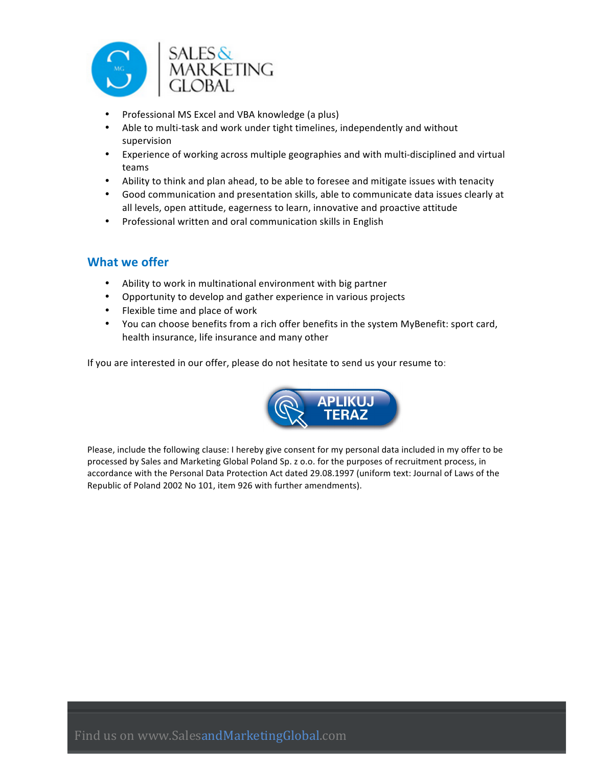- Professional MS Excel and VBA knowledge (a plus)
- Able to multi-task and work under tight timelines, independently and without supervision
- Experience of working across multiple geographies and with multi-disciplined and virtual teams
- Ability to think and plan ahead, to be able to foresee and mitigate issues with tenacity
- Good communication and presentation skills, able to communicate data issues clearly at all levels, open attitude, eagerness to learn, innovative and proactive attitude
- Professional written and oral communication skills in English

## What we offer

- Ability to work in multinational environment with big partner
- Opportunity to develop and gather experience in various projects
- Flexible time and place of work
- You can choose benefits from a rich offer benefits in the system MyBenefit: sport card, health insurance, life insurance and many other

If you are interested in our offer, please do not hesitate to send us your resume to:

APLIKUJ TERAZ

Please, include the following clause: I hereby give consent for my personal data included in my offer to be processed by Sales and Marketing Global Poland Sp. z o.o. for the purposes of recruitment process, in accordance with the Personal Data Protection Act dated 29.08.1997 (uniform text: Journal of Laws of the Republic of Poland 2002 No 101, item 926 with further amendments).